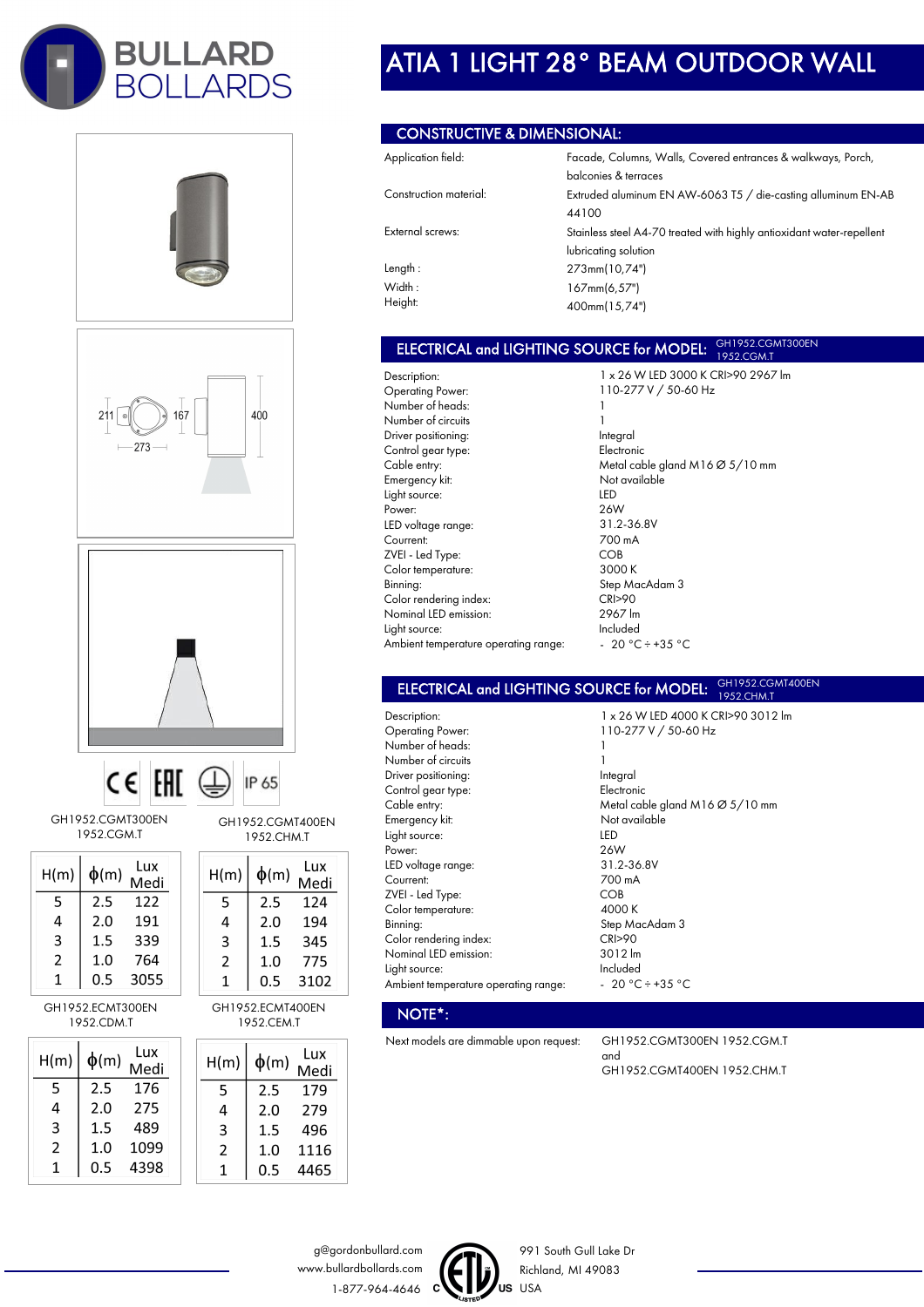# ATIA 1 LIGHT 28° BEAM OUTDOOR WALL

## CONSTRUCTIVE & DIMENSIONAL:

| | |
|---|---|
| Application field: | Facade, Columns, Walls, Covered entrances & walkways, Porch, balconies & terraces |
| Construction material: | Extruded aluminum EN AW-6063 T5 / die-casting alluminum EN-AB 44100 |
| External screws: | Stainless steel A4-70 treated with highly antioxidant water-repellent lubricating solution |
| Length : | 273mm(10,74") |
| Width : | 167mm(6,57") |
| Height: | 400mm(15,74") |

## ELECTRICAL and LIGHTING SOURCE for MODEL: GH1952.CGMT300EN 1952.CGM.T

| | |
|---|---|
| Description: | 1 x 26 W LED 3000 K CRI>90 2967 lm |
| Operating Power: | 110-277 V / 50-60 Hz |
| Number of heads: | 1 |
| Number of circuits | 1 |
| Driver positioning: | Integral |
| Control gear type: | Electronic |
| Cable entry: | Metal cable gland M16 Ø 5/10 mm |
| Emergency kit: | Not available |
| Light source: | LED |
| Power: | 26W |
| LED voltage range: | 31.2-36.8V |
| Courrent: | 700 mA |
| ZVEI - Led Type: | COB |
| Color temperature: | 3000 K |
| Binning: | Step MacAdam 3 |
| Color rendering index: | CRI>90 |
| Nominal LED emission: | 2967 lm |
| Light source: | Included |
| Ambient temperature operating range: | - 20 °C ÷ +35 °C |

## ELECTRICAL and LIGHTING SOURCE for MODEL: GH1952.CGMT400EN 1952.CHM.T

| | |
|---|---|
| Description: | 1 x 26 W LED 4000 K CRI>90 3012 lm |
| Operating Power: | 110-277 V / 50-60 Hz |
| Number of heads: | 1 |
| Number of circuits | 1 |
| Driver positioning: | Integral |
| Control gear type: | Electronic |
| Cable entry: | Metal cable gland M16 Ø 5/10 mm |
| Emergency kit: | Not available |
| Light source: | LED |
| Power: | 26W |
| LED voltage range: | 31.2-36.8V |
| Courrent: | 700 mA |
| ZVEI - Led Type: | COB |
| Color temperature: | 4000 K |
| Binning: | Step MacAdam 3 |
| Color rendering index: | CRI>90 |
| Nominal LED emission: | 3012 lm |
| Light source: | Included |
| Ambient temperature operating range: | - 20 °C ÷ +35 °C |

## NOTE*:

Next models are dimmable upon request: GH1952.CGMT300EN 1952.CGM.T and GH1952.CGMT400EN 1952.CHM.T

IP 65

GH1952.CGMT300EN 1952.CGM.T

| H(m) | ϕ(m) | Lux Medi |
|---|---|---|
| 5 | 2.5 | 122 |
| 4 | 2.0 | 191 |
| 3 | 1.5 | 339 |
| 2 | 1.0 | 764 |
| 1 | 0.5 | 3055 |

GH1952.CGMT400EN 1952.CHM.T

| H(m) | ϕ(m) | Lux Medi |
|---|---|---|
| 5 | 2.5 | 124 |
| 4 | 2.0 | 194 |
| 3 | 1.5 | 345 |
| 2 | 1.0 | 775 |
| 1 | 0.5 | 3102 |

GH1952.ECMT300EN 1952.CDM.T

| H(m) | ϕ(m) | Lux Medi |
|---|---|---|
| 5 | 2.5 | 176 |
| 4 | 2.0 | 275 |
| 3 | 1.5 | 489 |
| 2 | 1.0 | 1099 |
| 1 | 0.5 | 4398 |

GH1952.ECMT400EN 1952.CEM.T

| H(m) | ϕ(m) | Lux Medi |
|---|---|---|
| 5 | 2.5 | 179 |
| 4 | 2.0 | 279 |
| 3 | 1.5 | 496 |
| 2 | 1.0 | 1116 |
| 1 | 0.5 | 4465 |

g@gordonbullard.com
www.bullardbollards.com
1-877-964-4646

991 South Gull Lake Dr
Richland, MI 49083
USA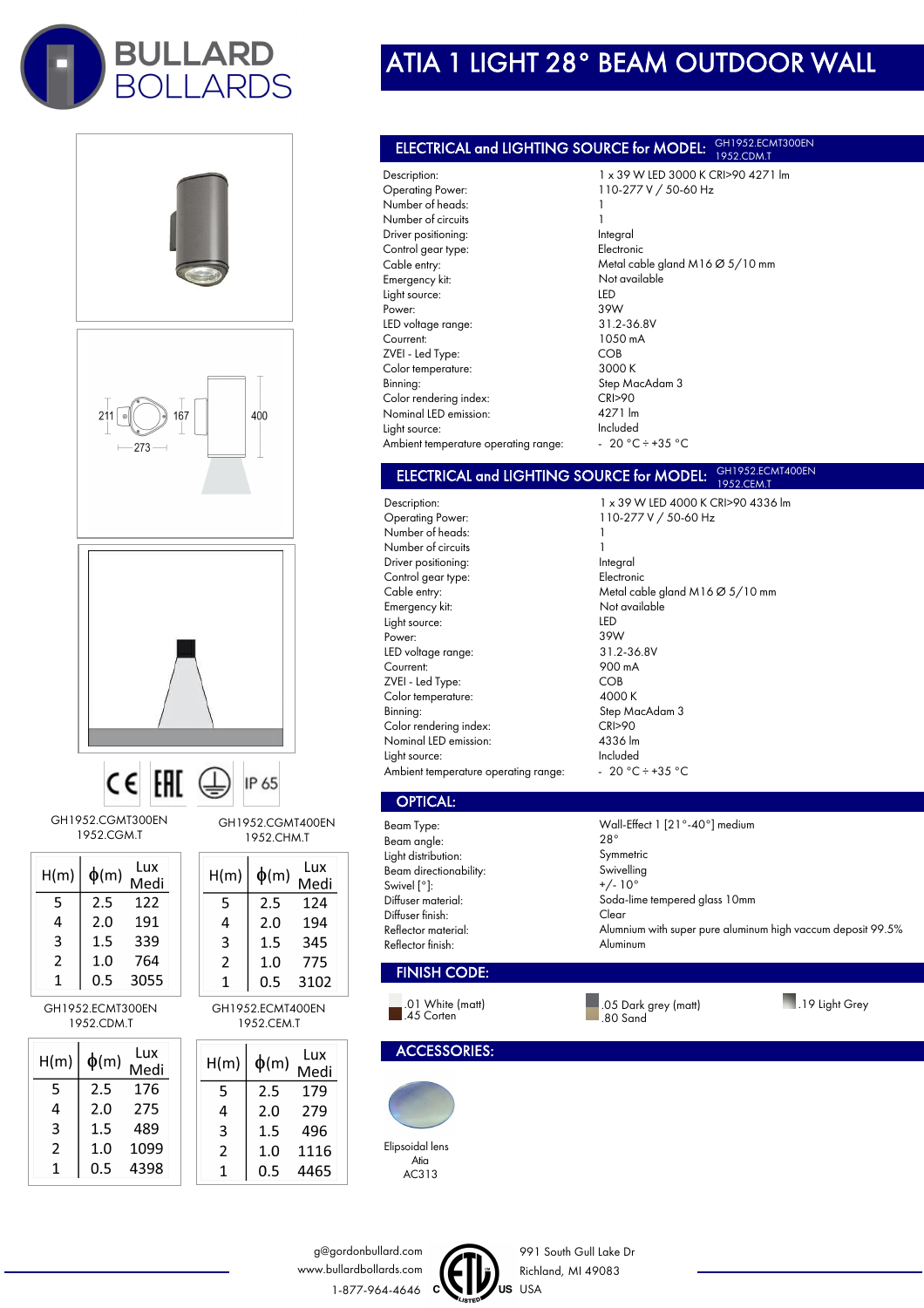BULLARD BOLLARDS

# ATIA 1 LIGHT 28° BEAM OUTDOOR WALL

211 167 400

273

CE EAC IP 65

GH1952.CGMT300EN
1952.CGM.T

| H(m) | ϕ(m) | Lux Medi |
|---|---|---|
| 5 | 2.5 | 122 |
| 4 | 2.0 | 191 |
| 3 | 1.5 | 339 |
| 2 | 1.0 | 764 |
| 1 | 0.5 | 3055 |

GH1952.CGMT400EN
1952.CHM.T

| H(m) | ϕ(m) | Lux Medi |
|---|---|---|
| 5 | 2.5 | 124 |
| 4 | 2.0 | 194 |
| 3 | 1.5 | 345 |
| 2 | 1.0 | 775 |
| 1 | 0.5 | 3102 |

GH1952.ECMT300EN
1952.CDM.T

| H(m) | ϕ(m) | Lux Medi |
|---|---|---|
| 5 | 2.5 | 176 |
| 4 | 2.0 | 275 |
| 3 | 1.5 | 489 |
| 2 | 1.0 | 1099 |
| 1 | 0.5 | 4398 |

GH1952.ECMT400EN
1952.CEM.T

| H(m) | ϕ(m) | Lux Medi |
|---|---|---|
| 5 | 2.5 | 179 |
| 4 | 2.0 | 279 |
| 3 | 1.5 | 496 |
| 2 | 1.0 | 1116 |
| 1 | 0.5 | 4465 |

## ELECTRICAL and LIGHTING SOURCE for MODEL: GH1952.ECMT300EN 1952.CDM.T

| | |
|---|---|
| Description: | 1 x 39 W LED 3000 K CRI>90 4271 lm |
| Operating Power: | 110-277 V / 50-60 Hz |
| Number of heads: | 1 |
| Number of circuits | 1 |
| Driver positioning: | Integral |
| Control gear type: | Electronic |
| Cable entry: | Metal cable gland M16 Ø 5/10 mm |
| Emergency kit: | Not available |
| Light source: | LED |
| Power: | 39W |
| LED voltage range: | 31.2-36.8V |
| Courrent: | 1050 mA |
| ZVEI - Led Type: | COB |
| Color temperature: | 3000 K |
| Binning: | Step MacAdam 3 |
| Color rendering index: | CRI>90 |
| Nominal LED emission: | 4271 lm |
| Light source: | Included |
| Ambient temperature operating range: | - 20 °C ÷ +35 °C |

## ELECTRICAL and LIGHTING SOURCE for MODEL: GH1952.ECMT400EN 1952.CEM.T

| | |
|---|---|
| Description: | 1 x 39 W LED 4000 K CRI>90 4336 lm |
| Operating Power: | 110-277 V / 50-60 Hz |
| Number of heads: | 1 |
| Number of circuits | 1 |
| Driver positioning: | Integral |
| Control gear type: | Electronic |
| Cable entry: | Metal cable gland M16 Ø 5/10 mm |
| Emergency kit: | Not available |
| Light source: | LED |
| Power: | 39W |
| LED voltage range: | 31.2-36.8V |
| Courrent: | 900 mA |
| ZVEI - Led Type: | COB |
| Color temperature: | 4000 K |
| Binning: | Step MacAdam 3 |
| Color rendering index: | CRI>90 |
| Nominal LED emission: | 4336 lm |
| Light source: | Included |
| Ambient temperature operating range: | - 20 °C ÷ +35 °C |

## OPTICAL:

| | |
|---|---|
| Beam Type: | Wall-Effect 1 [21°-40°] medium |
| Beam angle: | 28° |
| Light distribution: | Symmetric |
| Beam directionability: | Swivelling |
| Swivel [°]: | +/- 10° |
| Diffuser material: | Soda-lime tempered glass 10mm |
| Diffuser finish: | Clear |
| Reflector material: | Alumnium with super pure aluminum high vaccum deposit 99.5% |
| Reflector finish: | Aluminum |

## FINISH CODE:

.01 White (matt)
.45 Corten
.05 Dark grey (matt)
.80 Sand
.19 Light Grey

## ACCESSORIES:

Elipsoidal lens
Atia
AC313

g@gordonbullard.com
www.bullardbollards.com
1-877-964-4646

991 South Gull Lake Dr
Richland, MI 49083
USA